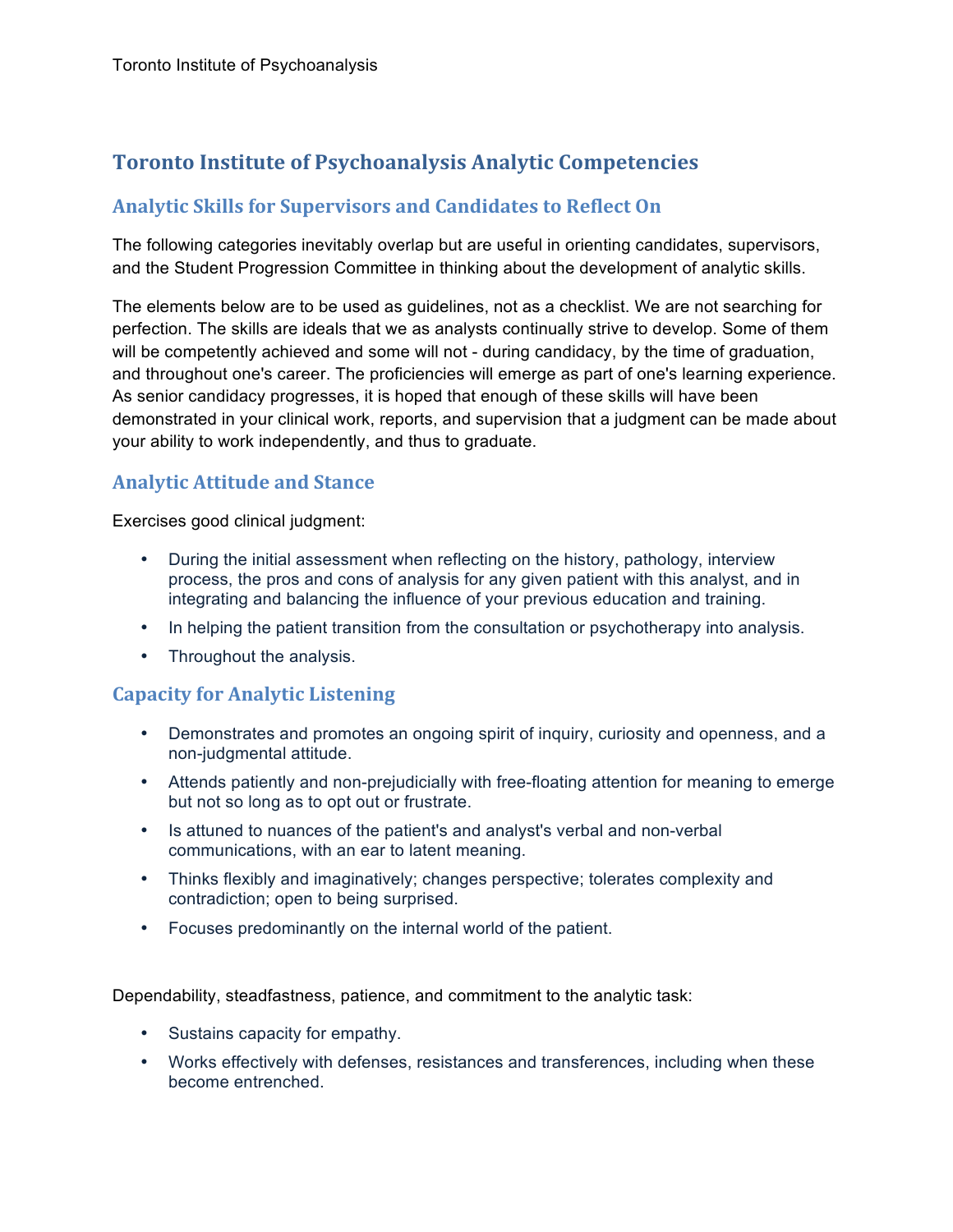# Toronto Institute of Psychoanalysis Analytic Competencies

## Analytic Skills for Supervisors and Candidates to Reflect On

The following categories inevitably overlap but are useful in orienting candidates, supervisors, and the Student Progression Committee in thinking about the development of analytic skills.

The elements below are to be used as guidelines, not as a checklist. We are not searching for perfection. The skills are ideals that we as analysts continually strive to develop. Some of them will be competently achieved and some will not - during candidacy, by the time of graduation, and throughout one's career. The proficiencies will emerge as part of one's learning experience. As senior candidacy progresses, it is hoped that enough of these skills will have been demonstrated in your clinical work, reports, and supervision that a judgment can be made about your ability to work independently, and thus to graduate.

## Analytic Attitude and Stance

Exercises good clinical judgment:

- During the initial assessment when reflecting on the history, pathology, interview process, the pros and cons of analysis for any given patient with this analyst, and in integrating and balancing the influence of your previous education and training.
- In helping the patient transition from the consultation or psychotherapy into analysis.
- Throughout the analysis.

## Capacity for Analytic Listening

- Demonstrates and promotes an ongoing spirit of inquiry, curiosity and openness, and a non-judgmental attitude.
- Attends patiently and non-prejudicially with free-floating attention for meaning to emerge but not so long as to opt out or frustrate.
- Is attuned to nuances of the patient's and analyst's verbal and non-verbal communications, with an ear to latent meaning.
- Thinks flexibly and imaginatively; changes perspective; tolerates complexity and contradiction; open to being surprised.
- Focuses predominantly on the internal world of the patient.

Dependability, steadfastness, patience, and commitment to the analytic task:

- Sustains capacity for empathy.
- Works effectively with defenses, resistances and transferences, including when these become entrenched.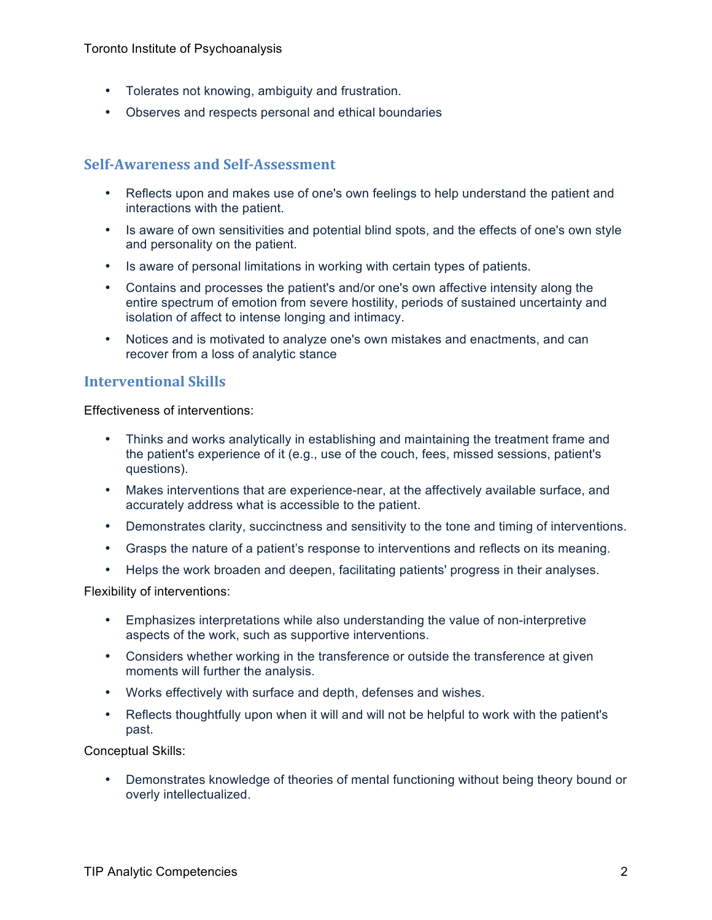- Tolerates not knowing, ambiguity and frustration.
- Observes and respects personal and ethical boundaries

## Self-Awareness and Self-Assessment

- Reflects upon and makes use of one's own feelings to help understand the patient and interactions with the patient.
- Is aware of own sensitivities and potential blind spots, and the effects of one's own style and personality on the patient.
- Is aware of personal limitations in working with certain types of patients.
- Contains and processes the patient's and/or one's own affective intensity along the entire spectrum of emotion from severe hostility, periods of sustained uncertainty and isolation of affect to intense longing and intimacy.
- Notices and is motivated to analyze one's own mistakes and enactments, and can recover from a loss of analytic stance

## Interventional Skills

Effectiveness of interventions:

- Thinks and works analytically in establishing and maintaining the treatment frame and the patient's experience of it (e.g., use of the couch, fees, missed sessions, patient's questions).
- Makes interventions that are experience-near, at the affectively available surface, and accurately address what is accessible to the patient.
- Demonstrates clarity, succinctness and sensitivity to the tone and timing of interventions.
- Grasps the nature of a patient's response to interventions and reflects on its meaning.
- Helps the work broaden and deepen, facilitating patients' progress in their analyses.

Flexibility of interventions:

- Emphasizes interpretations while also understanding the value of non-interpretive aspects of the work, such as supportive interventions.
- Considers whether working in the transference or outside the transference at given moments will further the analysis.
- Works effectively with surface and depth, defenses and wishes.
- Reflects thoughtfully upon when it will and will not be helpful to work with the patient's past.

Conceptual Skills:

- Demonstrates knowledge of theories of mental functioning without being theory bound or overly intellectualized.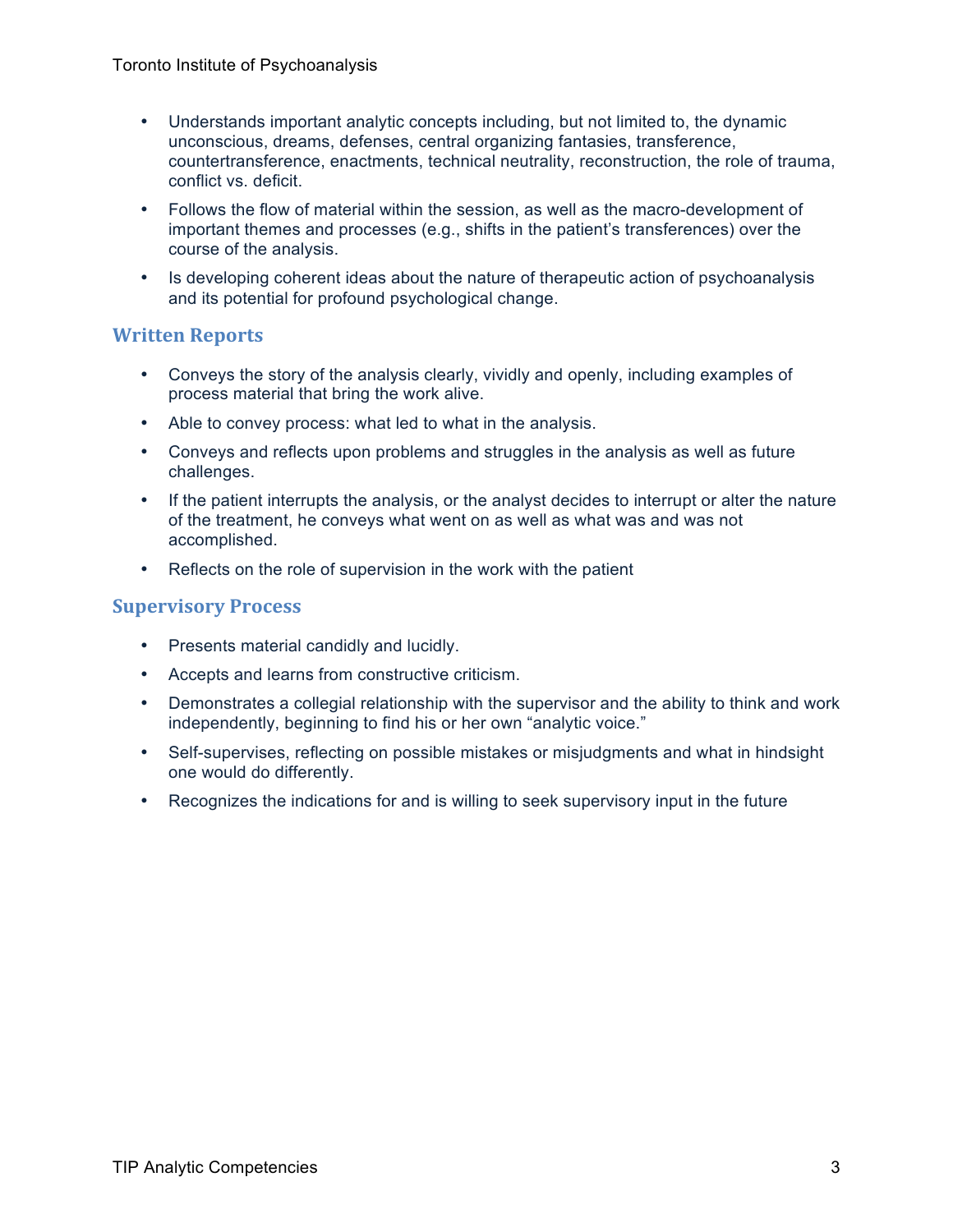- Understands important analytic concepts including, but not limited to, the dynamic unconscious, dreams, defenses, central organizing fantasies, transference, countertransference, enactments, technical neutrality, reconstruction, the role of trauma, conflict vs. deficit.
- Follows the flow of material within the session, as well as the macro-development of important themes and processes (e.g., shifts in the patient's transferences) over the course of the analysis.
- Is developing coherent ideas about the nature of therapeutic action of psychoanalysis and its potential for profound psychological change.

## Written Reports

- Conveys the story of the analysis clearly, vividly and openly, including examples of process material that bring the work alive.
- Able to convey process: what led to what in the analysis.
- Conveys and reflects upon problems and struggles in the analysis as well as future challenges.
- If the patient interrupts the analysis, or the analyst decides to interrupt or alter the nature of the treatment, he conveys what went on as well as what was and was not accomplished.
- Reflects on the role of supervision in the work with the patient

## Supervisory Process

- Presents material candidly and lucidly.
- Accepts and learns from constructive criticism.
- Demonstrates a collegial relationship with the supervisor and the ability to think and work independently, beginning to find his or her own "analytic voice."
- Self-supervises, reflecting on possible mistakes or misjudgments and what in hindsight one would do differently.
- Recognizes the indications for and is willing to seek supervisory input in the future